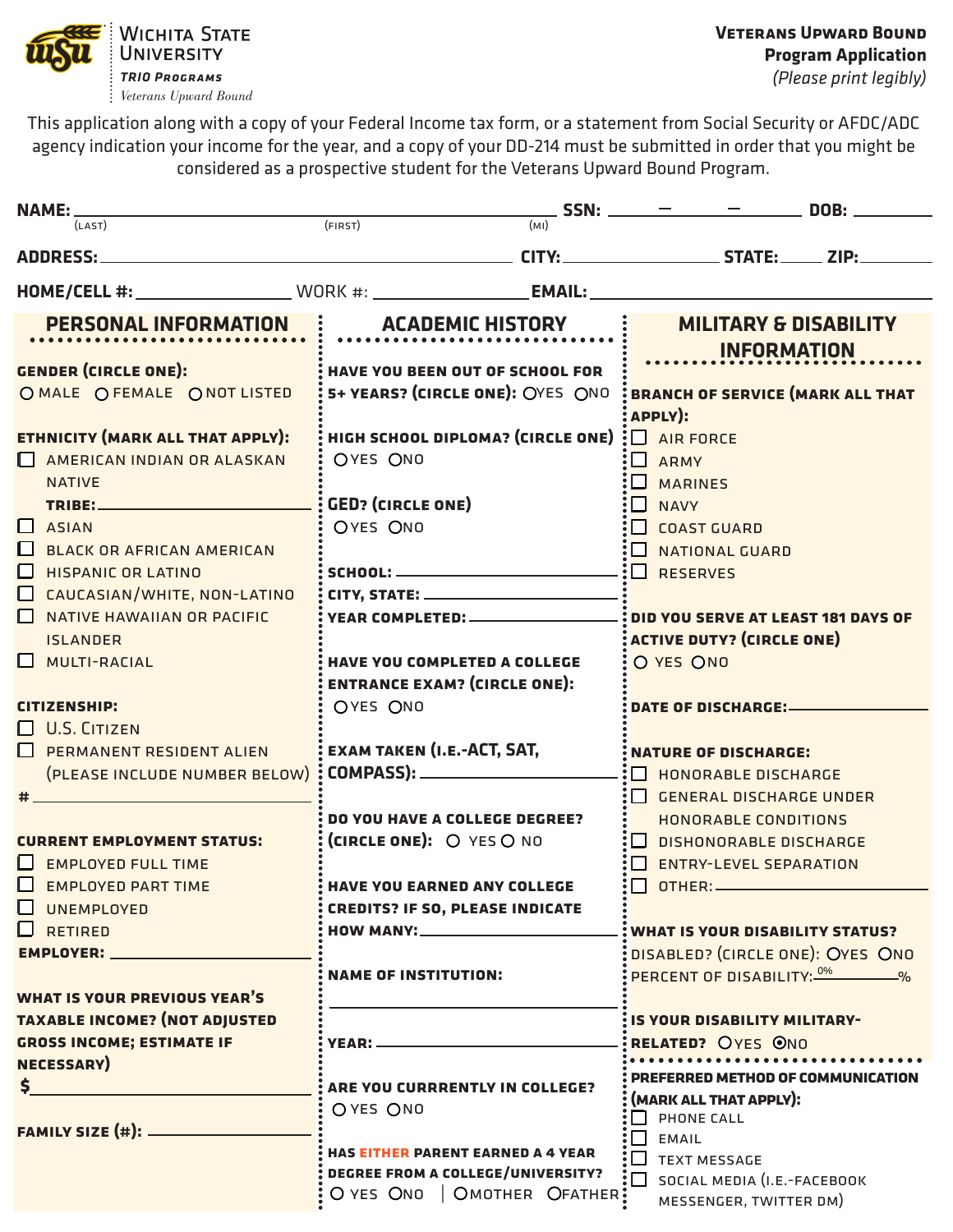Wichita State University
*TRIO Programs*
*Veterans Upward Bound*

**Veterans Upward Bound**
**Program Application**
*(Please print legibly)*

This application along with a copy of your Federal Income tax form, or a statement from Social Security or AFDC/ADC agency indication your income for the year, and a copy of your DD-214 must be submitted in order that you might be considered as a prospective student for the Veterans Upward Bound Program.

**NAME:** ______________________ (LAST) ______________________ (FIRST) ____ (MI) **SSN:** ____ – ____ – ____ **DOB:** ________

**ADDRESS:** ______________________ **CITY:** ____________ **STATE:** ____ **ZIP:** ________

**HOME/CELL #:** ____________ WORK #: ____________ **EMAIL:** ____________

## PERSONAL INFORMATION

**GENDER (CIRCLE ONE):**
○ MALE ○ FEMALE ○ NOT LISTED

**ETHNICITY (MARK ALL THAT APPLY):**
- ☐ AMERICAN INDIAN OR ALASKAN NATIVE
  **TRIBE:** ____________
- ☐ ASIAN
- ☐ BLACK OR AFRICAN AMERICAN
- ☐ HISPANIC OR LATINO
- ☐ CAUCASIAN/WHITE, NON-LATINO
- ☐ NATIVE HAWAIIAN OR PACIFIC ISLANDER
- ☐ MULTI-RACIAL

**CITIZENSHIP:**
- ☐ U.S. CITIZEN
- ☐ PERMANENT RESIDENT ALIEN (PLEASE INCLUDE NUMBER BELOW)

# ____________

**CURRENT EMPLOYMENT STATUS:**
- ☐ EMPLOYED FULL TIME
- ☐ EMPLOYED PART TIME
- ☐ UNEMPLOYED
- ☐ RETIRED

**EMPLOYER:** ____________

**WHAT IS YOUR PREVIOUS YEAR'S TAXABLE INCOME? (NOT ADJUSTED GROSS INCOME; ESTIMATE IF NECESSARY)**
$ ____________

**FAMILY SIZE (#):** ____________

## ACADEMIC HISTORY

**HAVE YOU BEEN OUT OF SCHOOL FOR 5+ YEARS? (CIRCLE ONE):** ○ YES ○ NO

**HIGH SCHOOL DIPLOMA? (CIRCLE ONE)**
○ YES ○ NO

**GED? (CIRCLE ONE)**
○ YES ○ NO

**SCHOOL:** ____________
**CITY, STATE:** ____________
**YEAR COMPLETED:** ____________

**HAVE YOU COMPLETED A COLLEGE ENTRANCE EXAM? (CIRCLE ONE):**
○ YES ○ NO

**EXAM TAKEN (I.E.-ACT, SAT, COMPASS):** ____________

**DO YOU HAVE A COLLEGE DEGREE? (CIRCLE ONE):** ○ YES ○ NO

**HAVE YOU EARNED ANY COLLEGE CREDITS? IF SO, PLEASE INDICATE HOW MANY:** ____________

**NAME OF INSTITUTION:**
____________

**YEAR:** ____________

**ARE YOU CURRRENTLY IN COLLEGE?**
○ YES ○ NO

**HAS EITHER PARENT EARNED A 4 YEAR DEGREE FROM A COLLEGE/UNIVERSITY?**
○ YES ○ NO | ○ MOTHER ○ FATHER

## MILITARY & DISABILITY INFORMATION

**BRANCH OF SERVICE (MARK ALL THAT APPLY):**
- ☐ AIR FORCE
- ☐ ARMY
- ☐ MARINES
- ☐ NAVY
- ☐ COAST GUARD
- ☐ NATIONAL GUARD
- ☐ RESERVES

**DID YOU SERVE AT LEAST 181 DAYS OF ACTIVE DUTY? (CIRCLE ONE)**
○ YES ○ NO

**DATE OF DISCHARGE:** ____________

**NATURE OF DISCHARGE:**
- ☐ HONORABLE DISCHARGE
- ☐ GENERAL DISCHARGE UNDER HONORABLE CONDITIONS
- ☐ DISHONORABLE DISCHARGE
- ☐ ENTRY-LEVEL SEPARATION
- ☐ OTHER: ____________

**WHAT IS YOUR DISABILITY STATUS?**
DISABLED? (CIRCLE ONE): ○ YES ○ NO
PERCENT OF DISABILITY: 0% ____ %

**IS YOUR DISABILITY MILITARY-RELATED?** ○ YES ◉ NO

**PREFERRED METHOD OF COMMUNICATION (MARK ALL THAT APPLY):**
- ☐ PHONE CALL
- ☐ EMAIL
- ☐ TEXT MESSAGE
- ☐ SOCIAL MEDIA (I.E.-FACEBOOK MESSENGER, TWITTER DM)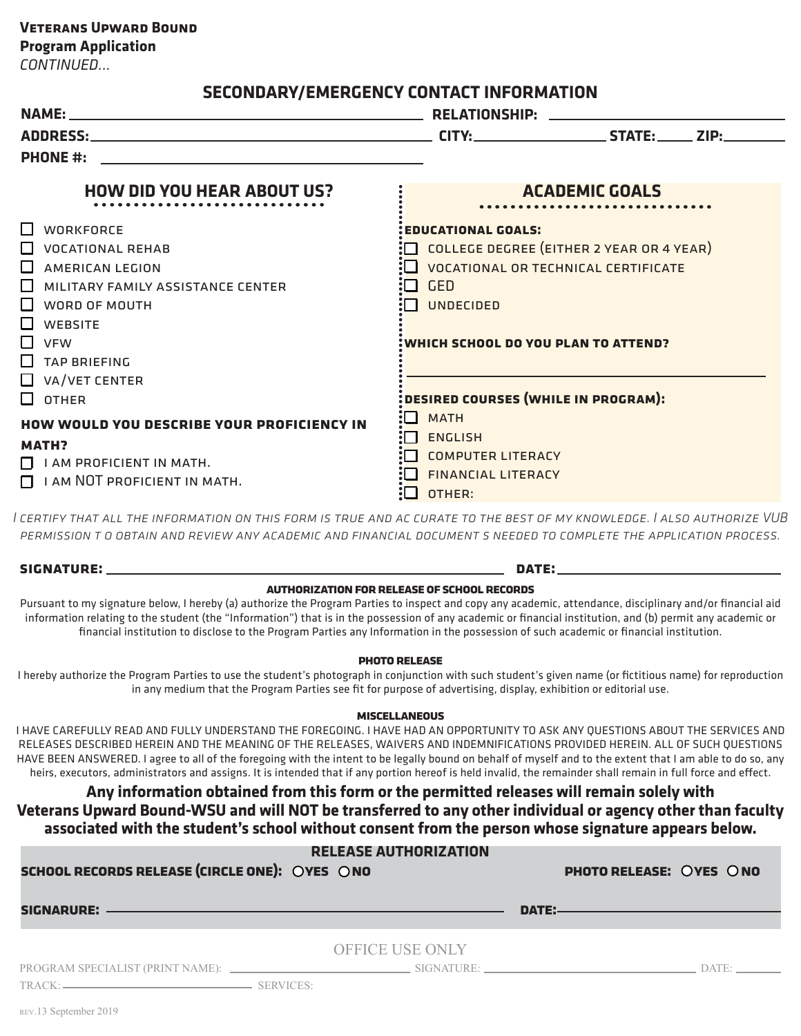**Veterans Upward Bound**
**Program Application**
*CONTINUED...*

## SECONDARY/EMERGENCY CONTACT INFORMATION

**NAME:** ______________________ **RELATIONSHIP:** ______________________

**ADDRESS:** ______________________ **CITY:** ____________ **STATE:** ____ **ZIP:** ______

**PHONE #:** ______________________

### HOW DID YOU HEAR ABOUT US?

- ☐ WORKFORCE
- ☐ VOCATIONAL REHAB
- ☐ AMERICAN LEGION
- ☐ MILITARY FAMILY ASSISTANCE CENTER
- ☐ WORD OF MOUTH
- ☐ WEBSITE
- ☐ VFW
- ☐ TAP BRIEFING
- ☐ VA/VET CENTER
- ☐ OTHER

**HOW WOULD YOU DESCRIBE YOUR PROFICIENCY IN MATH?**

- ☐ I AM PROFICIENT IN MATH.
- ☐ I AM NOT PROFICIENT IN MATH.

### ACADEMIC GOALS

**EDUCATIONAL GOALS:**

- ☐ COLLEGE DEGREE (EITHER 2 YEAR OR 4 YEAR)
- ☐ VOCATIONAL OR TECHNICAL CERTIFICATE
- ☐ GED
- ☐ UNDECIDED

**WHICH SCHOOL DO YOU PLAN TO ATTEND?**

______________________

**DESIRED COURSES (WHILE IN PROGRAM):**

- ☐ MATH
- ☐ ENGLISH
- ☐ COMPUTER LITERACY
- ☐ FINANCIAL LITERACY
- ☐ OTHER:

*I CERTIFY THAT ALL THE INFORMATION ON THIS FORM IS TRUE AND AC CURATE TO THE BEST OF MY KNOWLEDGE. I ALSO AUTHORIZE VUB PERMISSION T O OBTAIN AND REVIEW ANY ACADEMIC AND FINANCIAL DOCUMENT S NEEDED TO COMPLETE THE APPLICATION PROCESS.*

**SIGNATURE:** ______________________ **DATE:** ______________

#### AUTHORIZATION FOR RELEASE OF SCHOOL RECORDS

Pursuant to my signature below, I hereby (a) authorize the Program Parties to inspect and copy any academic, attendance, disciplinary and/or financial aid information relating to the student (the "Information") that is in the possession of any academic or financial institution, and (b) permit any academic or financial institution to disclose to the Program Parties any Information in the possession of such academic or financial institution.

#### PHOTO RELEASE

I hereby authorize the Program Parties to use the student's photograph in conjunction with such student's given name (or fictitious name) for reproduction in any medium that the Program Parties see fit for purpose of advertising, display, exhibition or editorial use.

#### MISCELLANEOUS

I HAVE CAREFULLY READ AND FULLY UNDERSTAND THE FOREGOING. I HAVE HAD AN OPPORTUNITY TO ASK ANY QUESTIONS ABOUT THE SERVICES AND RELEASES DESCRIBED HEREIN AND THE MEANING OF THE RELEASES, WAIVERS AND INDEMNIFICATIONS PROVIDED HEREIN. ALL OF SUCH QUESTIONS HAVE BEEN ANSWERED. I agree to all of the foregoing with the intent to be legally bound on behalf of myself and to the extent that I am able to do so, any heirs, executors, administrators and assigns. It is intended that if any portion hereof is held invalid, the remainder shall remain in full force and effect.

**Any information obtained from this form or the permitted releases will remain solely with Veterans Upward Bound-WSU and will NOT be transferred to any other individual or agency other than faculty associated with the student's school without consent from the person whose signature appears below.**

### RELEASE AUTHORIZATION

**SCHOOL RECORDS RELEASE (CIRCLE ONE):** ○ YES ○ NO **PHOTO RELEASE:** ○ YES ○ NO

**SIGNARURE:** ______________________ **DATE:** ______________

OFFICE USE ONLY

PROGRAM SPECIALIST (PRINT NAME): ______________ SIGNATURE: ______________ DATE: ________

TRACK: ______________ SERVICES:

REV.13 September 2019